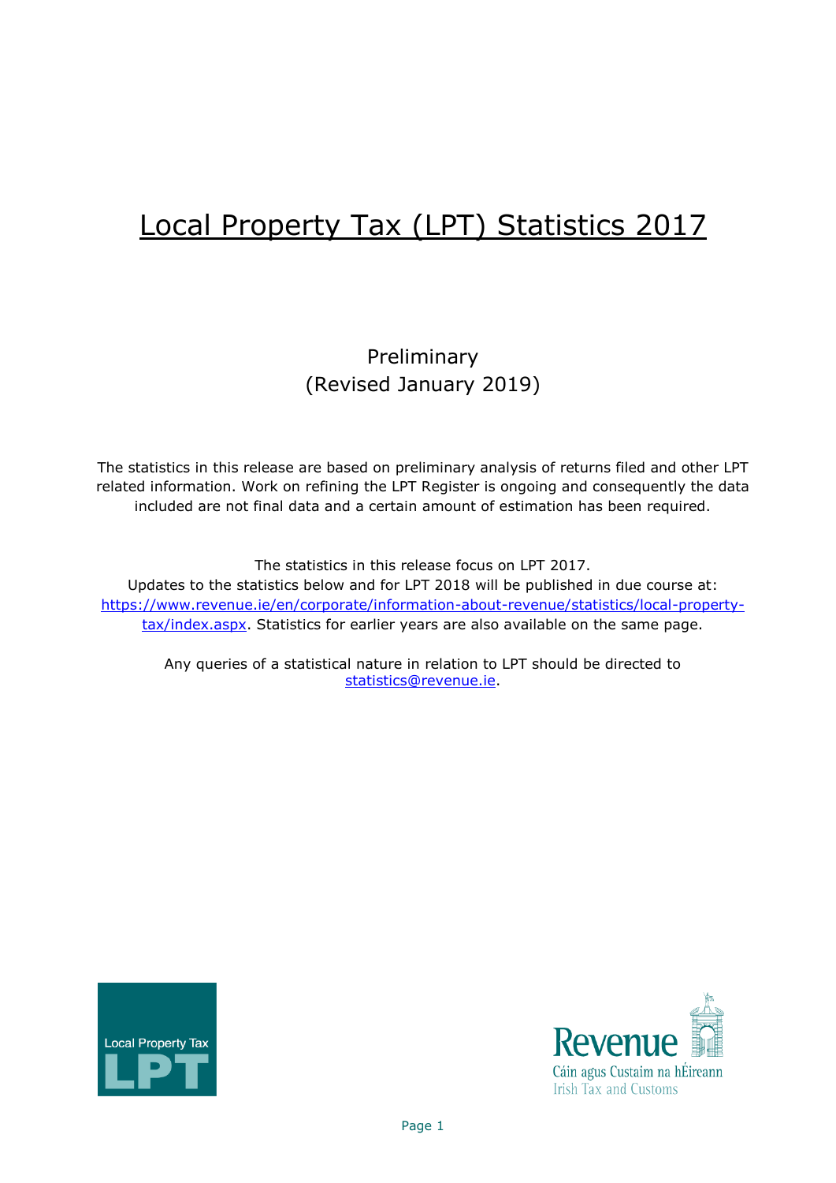# Local Property Tax (LPT) Statistics 2017

Preliminary
(Revised January 2019)

The statistics in this release are based on preliminary analysis of returns filed and other LPT related information. Work on refining the LPT Register is ongoing and consequently the data included are not final data and a certain amount of estimation has been required.

The statistics in this release focus on LPT 2017.
Updates to the statistics below and for LPT 2018 will be published in due course at: [https://www.revenue.ie/en/corporate/information-about-revenue/statistics/local-property-tax/index.aspx](https://www.revenue.ie/en/corporate/information-about-revenue/statistics/local-property-tax/index.aspx). Statistics for earlier years are also available on the same page.

Any queries of a statistical nature in relation to LPT should be directed to [statistics@revenue.ie](mailto:statistics@revenue.ie).

Local Property Tax
LPT

Revenue
Cáin agus Custaim na hÉireann
Irish Tax and Customs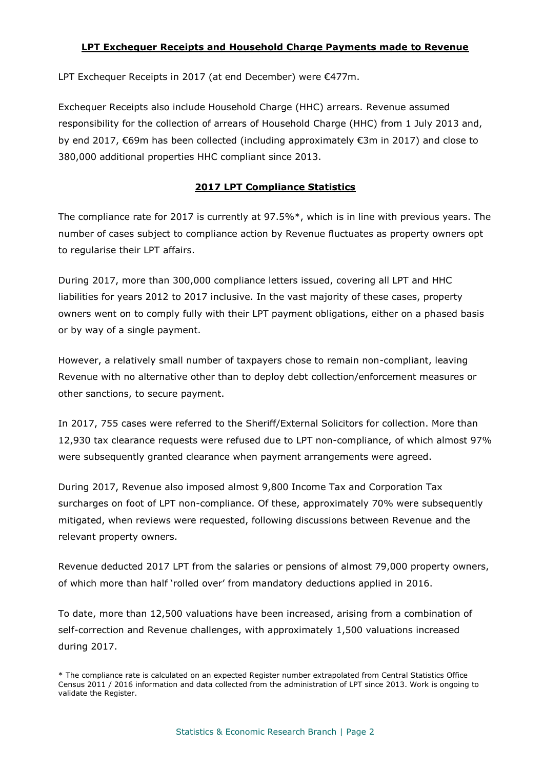## LPT Exchequer Receipts and Household Charge Payments made to Revenue

LPT Exchequer Receipts in 2017 (at end December) were €477m.

Exchequer Receipts also include Household Charge (HHC) arrears. Revenue assumed responsibility for the collection of arrears of Household Charge (HHC) from 1 July 2013 and, by end 2017, €69m has been collected (including approximately €3m in 2017) and close to 380,000 additional properties HHC compliant since 2013.

## 2017 LPT Compliance Statistics

The compliance rate for 2017 is currently at 97.5%*, which is in line with previous years. The number of cases subject to compliance action by Revenue fluctuates as property owners opt to regularise their LPT affairs.

During 2017, more than 300,000 compliance letters issued, covering all LPT and HHC liabilities for years 2012 to 2017 inclusive. In the vast majority of these cases, property owners went on to comply fully with their LPT payment obligations, either on a phased basis or by way of a single payment.

However, a relatively small number of taxpayers chose to remain non-compliant, leaving Revenue with no alternative other than to deploy debt collection/enforcement measures or other sanctions, to secure payment.

In 2017, 755 cases were referred to the Sheriff/External Solicitors for collection. More than 12,930 tax clearance requests were refused due to LPT non-compliance, of which almost 97% were subsequently granted clearance when payment arrangements were agreed.

During 2017, Revenue also imposed almost 9,800 Income Tax and Corporation Tax surcharges on foot of LPT non-compliance. Of these, approximately 70% were subsequently mitigated, when reviews were requested, following discussions between Revenue and the relevant property owners.

Revenue deducted 2017 LPT from the salaries or pensions of almost 79,000 property owners, of which more than half 'rolled over' from mandatory deductions applied in 2016.

To date, more than 12,500 valuations have been increased, arising from a combination of self-correction and Revenue challenges, with approximately 1,500 valuations increased during 2017.

* The compliance rate is calculated on an expected Register number extrapolated from Central Statistics Office Census 2011 / 2016 information and data collected from the administration of LPT since 2013. Work is ongoing to validate the Register.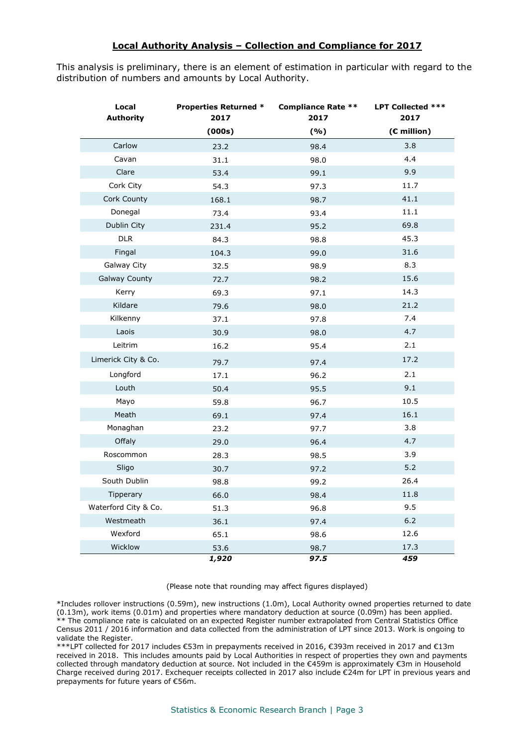## Local Authority Analysis – Collection and Compliance for 2017

This analysis is preliminary, there is an element of estimation in particular with regard to the distribution of numbers and amounts by Local Authority.

| Local Authority | Properties Returned * 2017 | Compliance Rate ** 2017 | LPT Collected *** 2017 |
|---|---|---|---|
| | (000s) | (%) | (€ million) |
| Carlow | 23.2 | 98.4 | 3.8 |
| Cavan | 31.1 | 98.0 | 4.4 |
| Clare | 53.4 | 99.1 | 9.9 |
| Cork City | 54.3 | 97.3 | 11.7 |
| Cork County | 168.1 | 98.7 | 41.1 |
| Donegal | 73.4 | 93.4 | 11.1 |
| Dublin City | 231.4 | 95.2 | 69.8 |
| DLR | 84.3 | 98.8 | 45.3 |
| Fingal | 104.3 | 99.0 | 31.6 |
| Galway City | 32.5 | 98.9 | 8.3 |
| Galway County | 72.7 | 98.2 | 15.6 |
| Kerry | 69.3 | 97.1 | 14.3 |
| Kildare | 79.6 | 98.0 | 21.2 |
| Kilkenny | 37.1 | 97.8 | 7.4 |
| Laois | 30.9 | 98.0 | 4.7 |
| Leitrim | 16.2 | 95.4 | 2.1 |
| Limerick City & Co. | 79.7 | 97.4 | 17.2 |
| Longford | 17.1 | 96.2 | 2.1 |
| Louth | 50.4 | 95.5 | 9.1 |
| Mayo | 59.8 | 96.7 | 10.5 |
| Meath | 69.1 | 97.4 | 16.1 |
| Monaghan | 23.2 | 97.7 | 3.8 |
| Offaly | 29.0 | 96.4 | 4.7 |
| Roscommon | 28.3 | 98.5 | 3.9 |
| Sligo | 30.7 | 97.2 | 5.2 |
| South Dublin | 98.8 | 99.2 | 26.4 |
| Tipperary | 66.0 | 98.4 | 11.8 |
| Waterford City & Co. | 51.3 | 96.8 | 9.5 |
| Westmeath | 36.1 | 97.4 | 6.2 |
| Wexford | 65.1 | 98.6 | 12.6 |
| Wicklow | 53.6 | 98.7 | 17.3 |
| | ***1,920*** | ***97.5*** | ***459*** |

(Please note that rounding may affect figures displayed)

*Includes rollover instructions (0.59m), new instructions (1.0m), Local Authority owned properties returned to date (0.13m), work items (0.01m) and properties where mandatory deduction at source (0.09m) has been applied.
** The compliance rate is calculated on an expected Register number extrapolated from Central Statistics Office Census 2011 / 2016 information and data collected from the administration of LPT since 2013. Work is ongoing to validate the Register.
***LPT collected for 2017 includes €53m in prepayments received in 2016, €393m received in 2017 and €13m received in 2018. This includes amounts paid by Local Authorities in respect of properties they own and payments collected through mandatory deduction at source. Not included in the €459m is approximately €3m in Household Charge received during 2017. Exchequer receipts collected in 2017 also include €24m for LPT in previous years and prepayments for future years of €56m.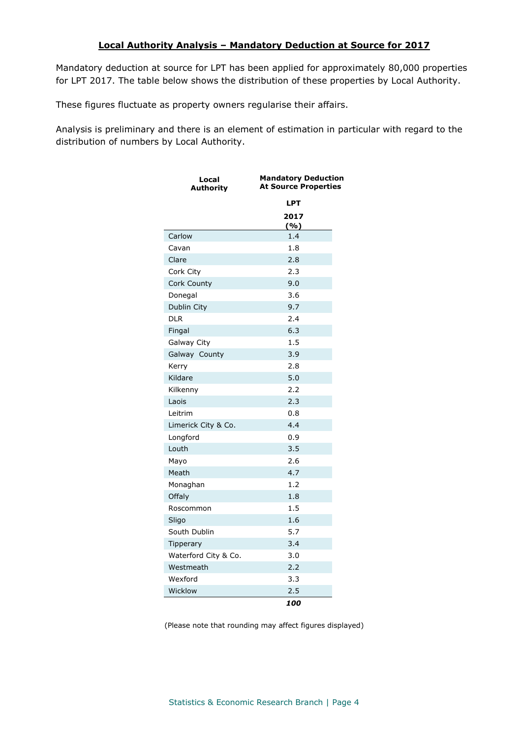## Local Authority Analysis – Mandatory Deduction at Source for 2017

Mandatory deduction at source for LPT has been applied for approximately 80,000 properties for LPT 2017. The table below shows the distribution of these properties by Local Authority.

These figures fluctuate as property owners regularise their affairs.

Analysis is preliminary and there is an element of estimation in particular with regard to the distribution of numbers by Local Authority.

| Local Authority | Mandatory Deduction At Source Properties LPT 2017 (%) |
|---|---|
| Carlow | 1.4 |
| Cavan | 1.8 |
| Clare | 2.8 |
| Cork City | 2.3 |
| Cork County | 9.0 |
| Donegal | 3.6 |
| Dublin City | 9.7 |
| DLR | 2.4 |
| Fingal | 6.3 |
| Galway City | 1.5 |
| Galway County | 3.9 |
| Kerry | 2.8 |
| Kildare | 5.0 |
| Kilkenny | 2.2 |
| Laois | 2.3 |
| Leitrim | 0.8 |
| Limerick City & Co. | 4.4 |
| Longford | 0.9 |
| Louth | 3.5 |
| Mayo | 2.6 |
| Meath | 4.7 |
| Monaghan | 1.2 |
| Offaly | 1.8 |
| Roscommon | 1.5 |
| Sligo | 1.6 |
| South Dublin | 5.7 |
| Tipperary | 3.4 |
| Waterford City & Co. | 3.0 |
| Westmeath | 2.2 |
| Wexford | 3.3 |
| Wicklow | 2.5 |
| | ***100*** |

(Please note that rounding may affect figures displayed)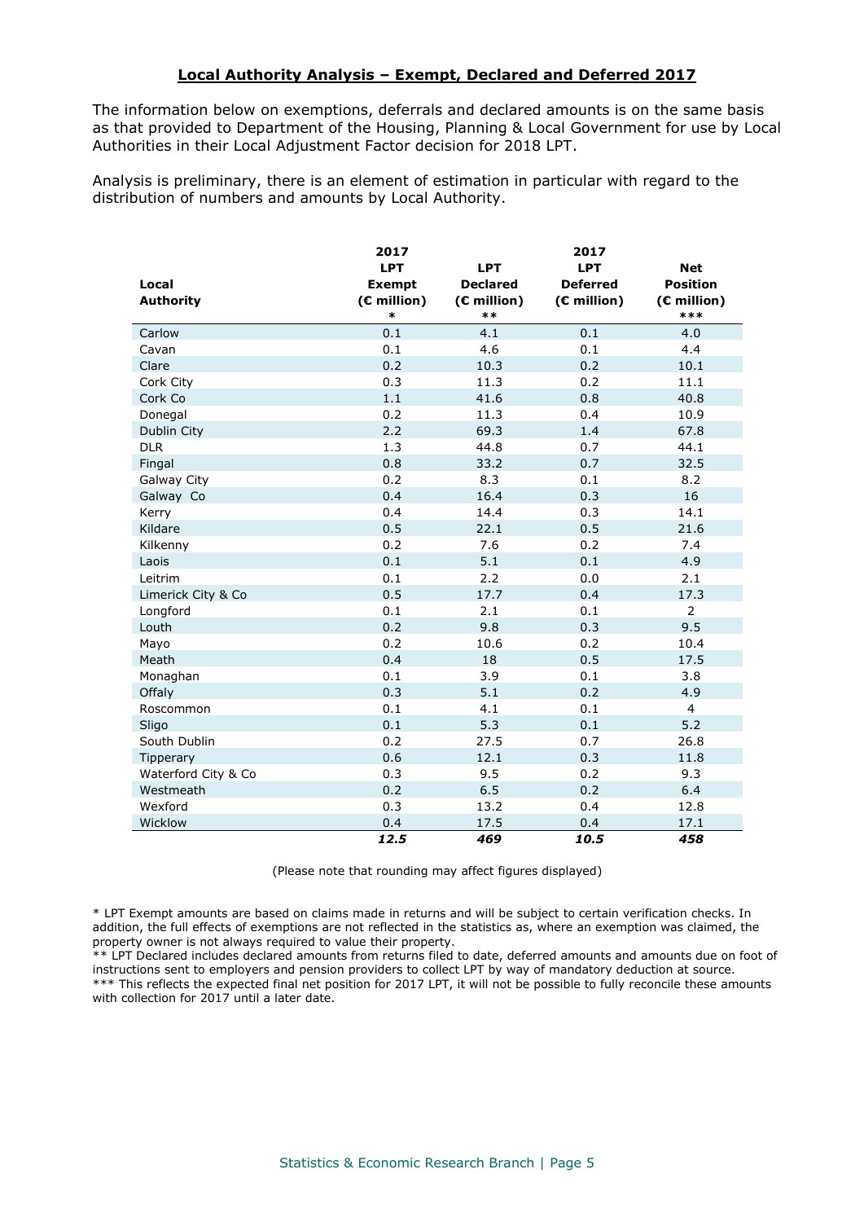## Local Authority Analysis – Exempt, Declared and Deferred 2017

The information below on exemptions, deferrals and declared amounts is on the same basis as that provided to Department of the Housing, Planning & Local Government for use by Local Authorities in their Local Adjustment Factor decision for 2018 LPT.

Analysis is preliminary, there is an element of estimation in particular with regard to the distribution of numbers and amounts by Local Authority.

| Local Authority | 2017 LPT Exempt (€ million) * | LPT Declared (€ million) ** | 2017 LPT Deferred (€ million) | Net Position (€ million) *** |
|---|---|---|---|---|
| Carlow | 0.1 | 4.1 | 0.1 | 4.0 |
| Cavan | 0.1 | 4.6 | 0.1 | 4.4 |
| Clare | 0.2 | 10.3 | 0.2 | 10.1 |
| Cork City | 0.3 | 11.3 | 0.2 | 11.1 |
| Cork Co | 1.1 | 41.6 | 0.8 | 40.8 |
| Donegal | 0.2 | 11.3 | 0.4 | 10.9 |
| Dublin City | 2.2 | 69.3 | 1.4 | 67.8 |
| DLR | 1.3 | 44.8 | 0.7 | 44.1 |
| Fingal | 0.8 | 33.2 | 0.7 | 32.5 |
| Galway City | 0.2 | 8.3 | 0.1 | 8.2 |
| Galway Co | 0.4 | 16.4 | 0.3 | 16 |
| Kerry | 0.4 | 14.4 | 0.3 | 14.1 |
| Kildare | 0.5 | 22.1 | 0.5 | 21.6 |
| Kilkenny | 0.2 | 7.6 | 0.2 | 7.4 |
| Laois | 0.1 | 5.1 | 0.1 | 4.9 |
| Leitrim | 0.1 | 2.2 | 0.0 | 2.1 |
| Limerick City & Co | 0.5 | 17.7 | 0.4 | 17.3 |
| Longford | 0.1 | 2.1 | 0.1 | 2 |
| Louth | 0.2 | 9.8 | 0.3 | 9.5 |
| Mayo | 0.2 | 10.6 | 0.2 | 10.4 |
| Meath | 0.4 | 18 | 0.5 | 17.5 |
| Monaghan | 0.1 | 3.9 | 0.1 | 3.8 |
| Offaly | 0.3 | 5.1 | 0.2 | 4.9 |
| Roscommon | 0.1 | 4.1 | 0.1 | 4 |
| Sligo | 0.1 | 5.3 | 0.1 | 5.2 |
| South Dublin | 0.2 | 27.5 | 0.7 | 26.8 |
| Tipperary | 0.6 | 12.1 | 0.3 | 11.8 |
| Waterford City & Co | 0.3 | 9.5 | 0.2 | 9.3 |
| Westmeath | 0.2 | 6.5 | 0.2 | 6.4 |
| Wexford | 0.3 | 13.2 | 0.4 | 12.8 |
| Wicklow | 0.4 | 17.5 | 0.4 | 17.1 |
| | ***12.5*** | ***469*** | ***10.5*** | ***458*** |

(Please note that rounding may affect figures displayed)

\* LPT Exempt amounts are based on claims made in returns and will be subject to certain verification checks. In addition, the full effects of exemptions are not reflected in the statistics as, where an exemption was claimed, the property owner is not always required to value their property.
\*\* LPT Declared includes declared amounts from returns filed to date, deferred amounts and amounts due on foot of instructions sent to employers and pension providers to collect LPT by way of mandatory deduction at source.
\*\*\* This reflects the expected final net position for 2017 LPT, it will not be possible to fully reconcile these amounts with collection for 2017 until a later date.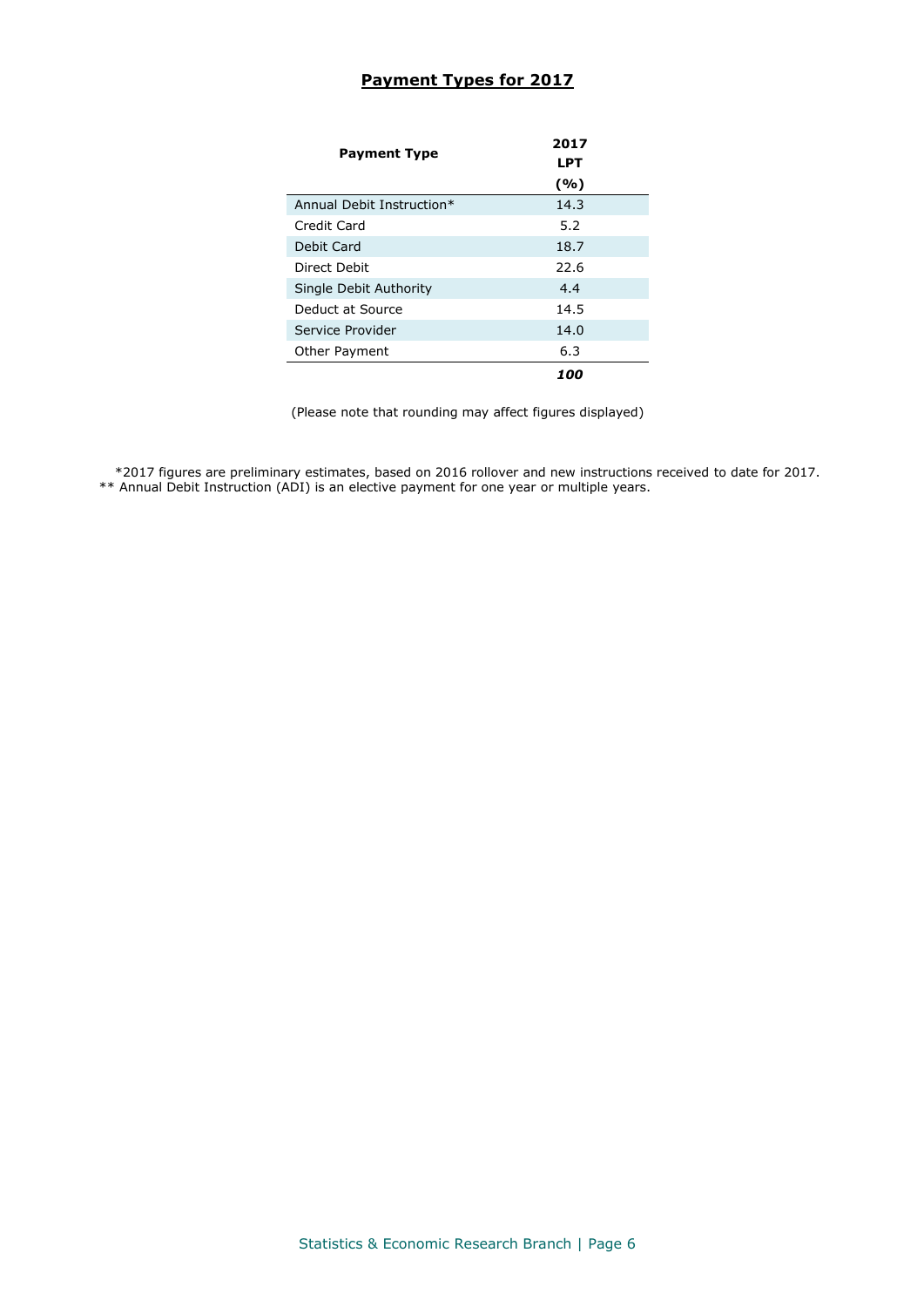## Payment Types for 2017

| Payment Type | 2017 LPT (%) |
|---|---|
| Annual Debit Instruction* | 14.3 |
| Credit Card | 5.2 |
| Debit Card | 18.7 |
| Direct Debit | 22.6 |
| Single Debit Authority | 4.4 |
| Deduct at Source | 14.5 |
| Service Provider | 14.0 |
| Other Payment | 6.3 |
| | ***100*** |

(Please note that rounding may affect figures displayed)

*2017 figures are preliminary estimates, based on 2016 rollover and new instructions received to date for 2017.
** Annual Debit Instruction (ADI) is an elective payment for one year or multiple years.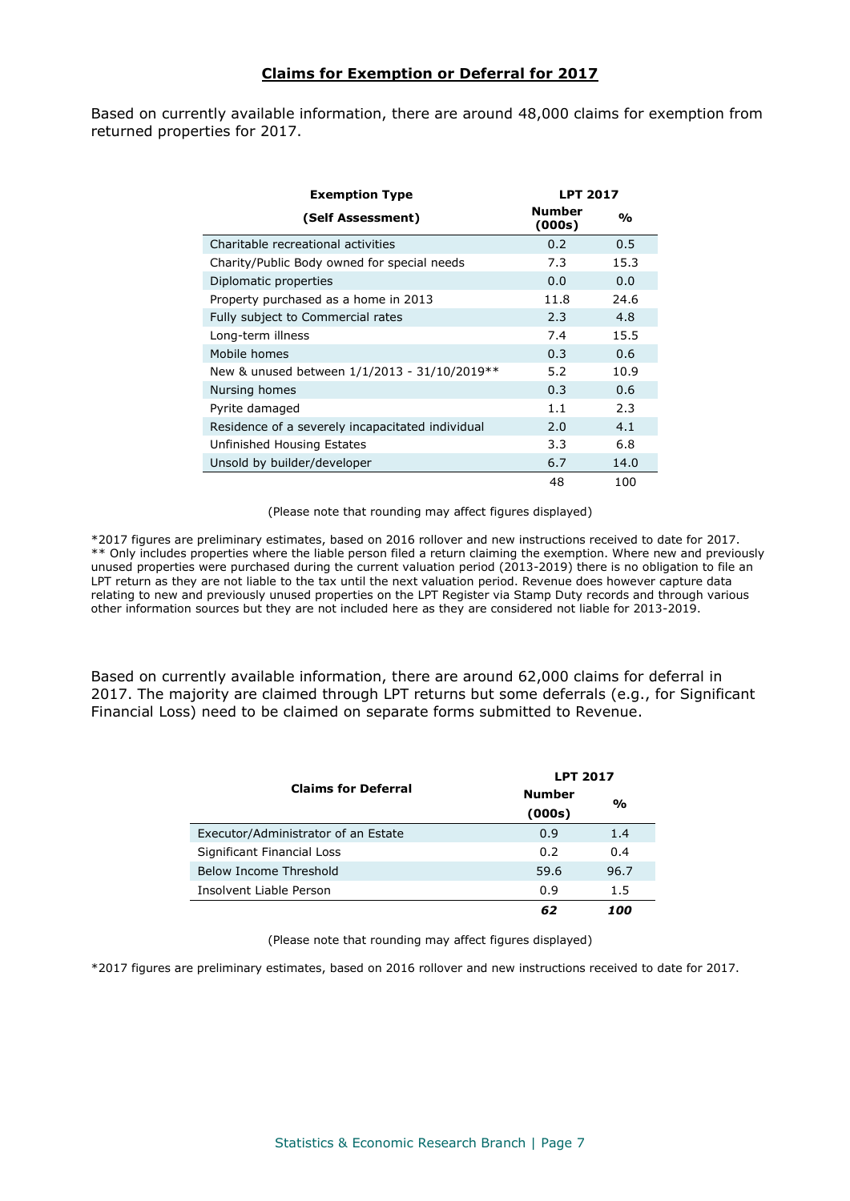## Claims for Exemption or Deferral for 2017

Based on currently available information, there are around 48,000 claims for exemption from returned properties for 2017.

| Exemption Type (Self Assessment) | LPT 2017 Number (000s) | % |
|---|---|---|
| Charitable recreational activities | 0.2 | 0.5 |
| Charity/Public Body owned for special needs | 7.3 | 15.3 |
| Diplomatic properties | 0.0 | 0.0 |
| Property purchased as a home in 2013 | 11.8 | 24.6 |
| Fully subject to Commercial rates | 2.3 | 4.8 |
| Long-term illness | 7.4 | 15.5 |
| Mobile homes | 0.3 | 0.6 |
| New & unused between 1/1/2013 - 31/10/2019** | 5.2 | 10.9 |
| Nursing homes | 0.3 | 0.6 |
| Pyrite damaged | 1.1 | 2.3 |
| Residence of a severely incapacitated individual | 2.0 | 4.1 |
| Unfinished Housing Estates | 3.3 | 6.8 |
| Unsold by builder/developer | 6.7 | 14.0 |
| | 48 | 100 |

(Please note that rounding may affect figures displayed)

*2017 figures are preliminary estimates, based on 2016 rollover and new instructions received to date for 2017.
** Only includes properties where the liable person filed a return claiming the exemption. Where new and previously unused properties were purchased during the current valuation period (2013-2019) there is no obligation to file an LPT return as they are not liable to the tax until the next valuation period. Revenue does however capture data relating to new and previously unused properties on the LPT Register via Stamp Duty records and through various other information sources but they are not included here as they are considered not liable for 2013-2019.

Based on currently available information, there are around 62,000 claims for deferral in 2017. The majority are claimed through LPT returns but some deferrals (e.g., for Significant Financial Loss) need to be claimed on separate forms submitted to Revenue.

| Claims for Deferral | LPT 2017 Number (000s) | % |
|---|---|---|
| Executor/Administrator of an Estate | 0.9 | 1.4 |
| Significant Financial Loss | 0.2 | 0.4 |
| Below Income Threshold | 59.6 | 96.7 |
| Insolvent Liable Person | 0.9 | 1.5 |
| | ***62*** | ***100*** |

(Please note that rounding may affect figures displayed)

*2017 figures are preliminary estimates, based on 2016 rollover and new instructions received to date for 2017.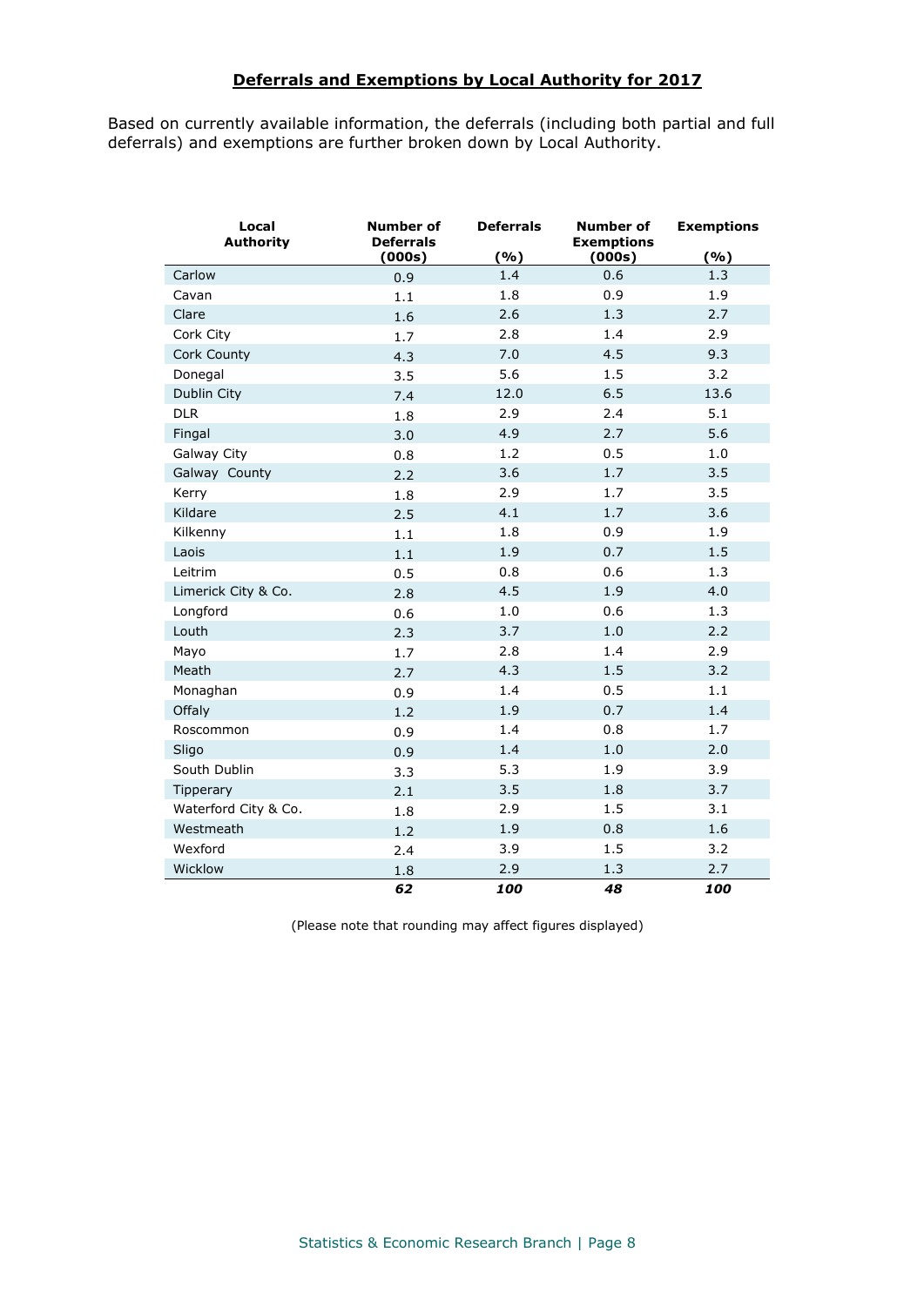## Deferrals and Exemptions by Local Authority for 2017

Based on currently available information, the deferrals (including both partial and full deferrals) and exemptions are further broken down by Local Authority.

| Local Authority | Number of Deferrals (000s) | Deferrals (%) | Number of Exemptions (000s) | Exemptions (%) |
|---|---|---|---|---|
| Carlow | 0.9 | 1.4 | 0.6 | 1.3 |
| Cavan | 1.1 | 1.8 | 0.9 | 1.9 |
| Clare | 1.6 | 2.6 | 1.3 | 2.7 |
| Cork City | 1.7 | 2.8 | 1.4 | 2.9 |
| Cork County | 4.3 | 7.0 | 4.5 | 9.3 |
| Donegal | 3.5 | 5.6 | 1.5 | 3.2 |
| Dublin City | 7.4 | 12.0 | 6.5 | 13.6 |
| DLR | 1.8 | 2.9 | 2.4 | 5.1 |
| Fingal | 3.0 | 4.9 | 2.7 | 5.6 |
| Galway City | 0.8 | 1.2 | 0.5 | 1.0 |
| Galway County | 2.2 | 3.6 | 1.7 | 3.5 |
| Kerry | 1.8 | 2.9 | 1.7 | 3.5 |
| Kildare | 2.5 | 4.1 | 1.7 | 3.6 |
| Kilkenny | 1.1 | 1.8 | 0.9 | 1.9 |
| Laois | 1.1 | 1.9 | 0.7 | 1.5 |
| Leitrim | 0.5 | 0.8 | 0.6 | 1.3 |
| Limerick City & Co. | 2.8 | 4.5 | 1.9 | 4.0 |
| Longford | 0.6 | 1.0 | 0.6 | 1.3 |
| Louth | 2.3 | 3.7 | 1.0 | 2.2 |
| Mayo | 1.7 | 2.8 | 1.4 | 2.9 |
| Meath | 2.7 | 4.3 | 1.5 | 3.2 |
| Monaghan | 0.9 | 1.4 | 0.5 | 1.1 |
| Offaly | 1.2 | 1.9 | 0.7 | 1.4 |
| Roscommon | 0.9 | 1.4 | 0.8 | 1.7 |
| Sligo | 0.9 | 1.4 | 1.0 | 2.0 |
| South Dublin | 3.3 | 5.3 | 1.9 | 3.9 |
| Tipperary | 2.1 | 3.5 | 1.8 | 3.7 |
| Waterford City & Co. | 1.8 | 2.9 | 1.5 | 3.1 |
| Westmeath | 1.2 | 1.9 | 0.8 | 1.6 |
| Wexford | 2.4 | 3.9 | 1.5 | 3.2 |
| Wicklow | 1.8 | 2.9 | 1.3 | 2.7 |
| | ***62*** | ***100*** | ***48*** | ***100*** |

(Please note that rounding may affect figures displayed)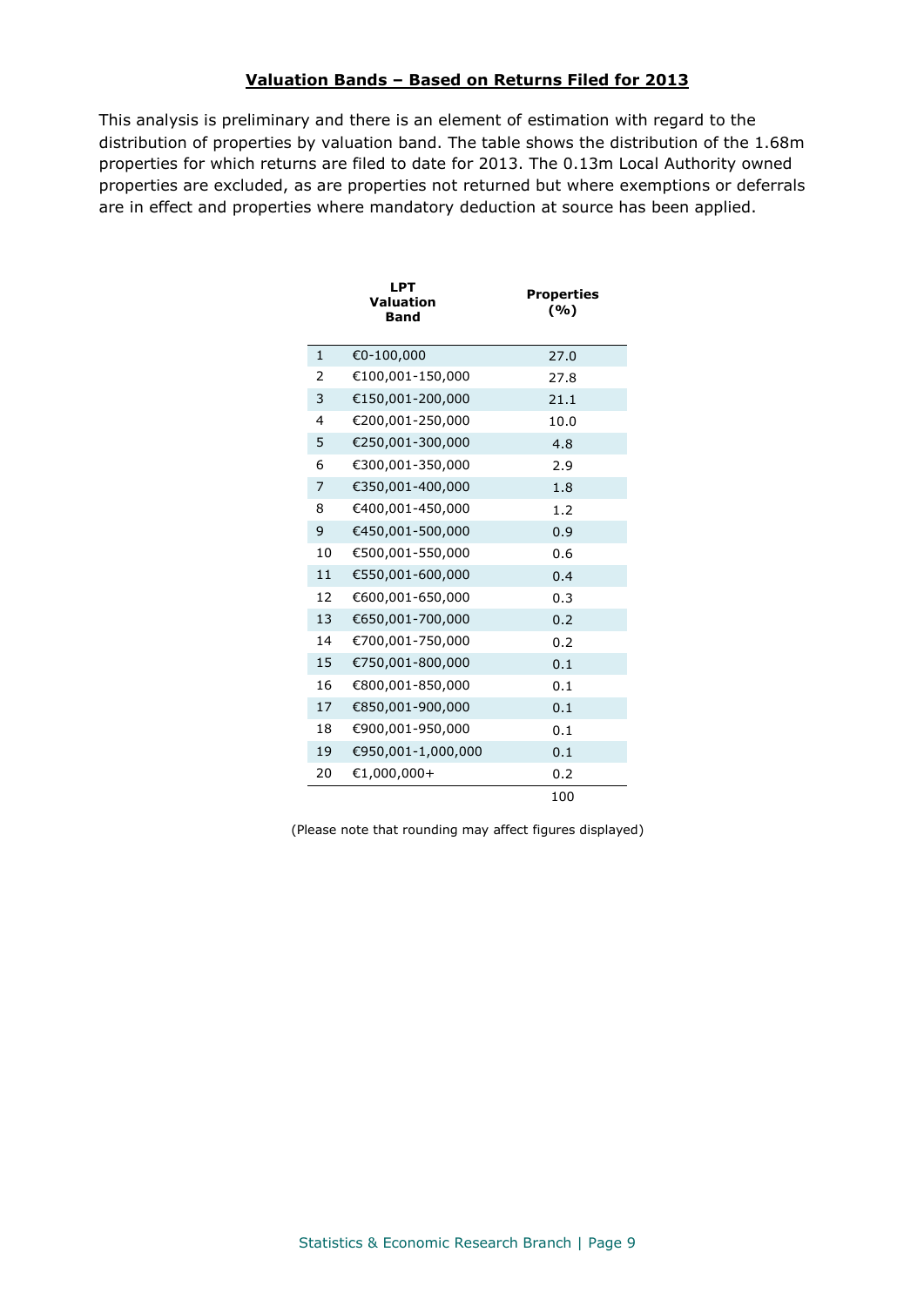## Valuation Bands – Based on Returns Filed for 2013

This analysis is preliminary and there is an element of estimation with regard to the distribution of properties by valuation band. The table shows the distribution of the 1.68m properties for which returns are filed to date for 2013. The 0.13m Local Authority owned properties are excluded, as are properties not returned but where exemptions or deferrals are in effect and properties where mandatory deduction at source has been applied.

| | LPT Valuation Band | Properties (%) |
|---|---|---|
| 1 | €0-100,000 | 27.0 |
| 2 | €100,001-150,000 | 27.8 |
| 3 | €150,001-200,000 | 21.1 |
| 4 | €200,001-250,000 | 10.0 |
| 5 | €250,001-300,000 | 4.8 |
| 6 | €300,001-350,000 | 2.9 |
| 7 | €350,001-400,000 | 1.8 |
| 8 | €400,001-450,000 | 1.2 |
| 9 | €450,001-500,000 | 0.9 |
| 10 | €500,001-550,000 | 0.6 |
| 11 | €550,001-600,000 | 0.4 |
| 12 | €600,001-650,000 | 0.3 |
| 13 | €650,001-700,000 | 0.2 |
| 14 | €700,001-750,000 | 0.2 |
| 15 | €750,001-800,000 | 0.1 |
| 16 | €800,001-850,000 | 0.1 |
| 17 | €850,001-900,000 | 0.1 |
| 18 | €900,001-950,000 | 0.1 |
| 19 | €950,001-1,000,000 | 0.1 |
| 20 | €1,000,000+ | 0.2 |
| | | 100 |

(Please note that rounding may affect figures displayed)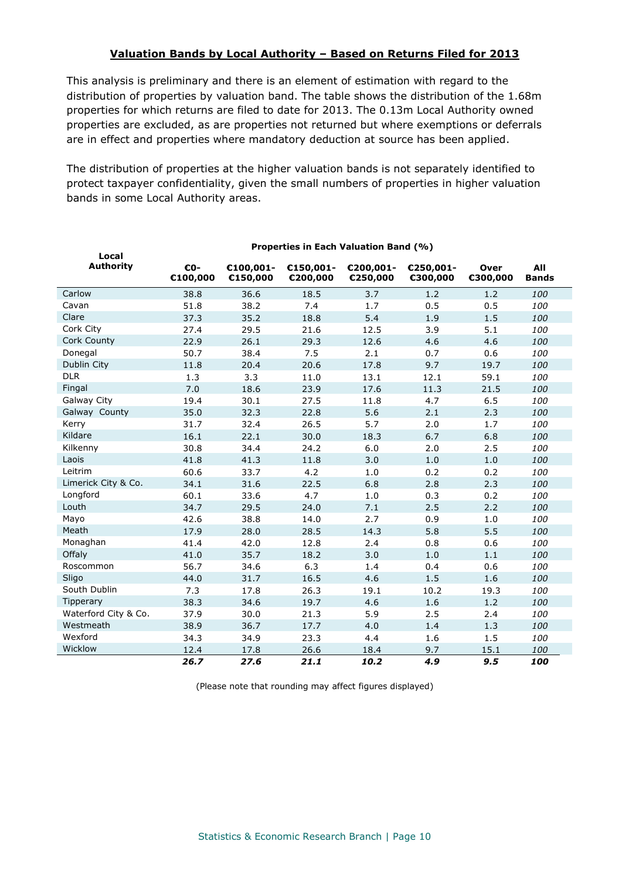## Valuation Bands by Local Authority – Based on Returns Filed for 2013

This analysis is preliminary and there is an element of estimation with regard to the distribution of properties by valuation band. The table shows the distribution of the 1.68m properties for which returns are filed to date for 2013. The 0.13m Local Authority owned properties are excluded, as are properties not returned but where exemptions or deferrals are in effect and properties where mandatory deduction at source has been applied.

The distribution of properties at the higher valuation bands is not separately identified to protect taxpayer confidentiality, given the small numbers of properties in higher valuation bands in some Local Authority areas.

| Local Authority | Properties in Each Valuation Band (%) | | | | | | |
|---|---|---|---|---|---|---|---|
| | €0-€100,000 | €100,001-€150,000 | €150,001-€200,000 | €200,001-€250,000 | €250,001-€300,000 | Over €300,000 | All Bands |
| Carlow | 38.8 | 36.6 | 18.5 | 3.7 | 1.2 | 1.2 | *100* |
| Cavan | 51.8 | 38.2 | 7.4 | 1.7 | 0.5 | 0.5 | *100* |
| Clare | 37.3 | 35.2 | 18.8 | 5.4 | 1.9 | 1.5 | *100* |
| Cork City | 27.4 | 29.5 | 21.6 | 12.5 | 3.9 | 5.1 | *100* |
| Cork County | 22.9 | 26.1 | 29.3 | 12.6 | 4.6 | 4.6 | *100* |
| Donegal | 50.7 | 38.4 | 7.5 | 2.1 | 0.7 | 0.6 | *100* |
| Dublin City | 11.8 | 20.4 | 20.6 | 17.8 | 9.7 | 19.7 | *100* |
| DLR | 1.3 | 3.3 | 11.0 | 13.1 | 12.1 | 59.1 | *100* |
| Fingal | 7.0 | 18.6 | 23.9 | 17.6 | 11.3 | 21.5 | *100* |
| Galway City | 19.4 | 30.1 | 27.5 | 11.8 | 4.7 | 6.5 | *100* |
| Galway County | 35.0 | 32.3 | 22.8 | 5.6 | 2.1 | 2.3 | *100* |
| Kerry | 31.7 | 32.4 | 26.5 | 5.7 | 2.0 | 1.7 | *100* |
| Kildare | 16.1 | 22.1 | 30.0 | 18.3 | 6.7 | 6.8 | *100* |
| Kilkenny | 30.8 | 34.4 | 24.2 | 6.0 | 2.0 | 2.5 | *100* |
| Laois | 41.8 | 41.3 | 11.8 | 3.0 | 1.0 | 1.0 | *100* |
| Leitrim | 60.6 | 33.7 | 4.2 | 1.0 | 0.2 | 0.2 | *100* |
| Limerick City & Co. | 34.1 | 31.6 | 22.5 | 6.8 | 2.8 | 2.3 | *100* |
| Longford | 60.1 | 33.6 | 4.7 | 1.0 | 0.3 | 0.2 | *100* |
| Louth | 34.7 | 29.5 | 24.0 | 7.1 | 2.5 | 2.2 | *100* |
| Mayo | 42.6 | 38.8 | 14.0 | 2.7 | 0.9 | 1.0 | *100* |
| Meath | 17.9 | 28.0 | 28.5 | 14.3 | 5.8 | 5.5 | *100* |
| Monaghan | 41.4 | 42.0 | 12.8 | 2.4 | 0.8 | 0.6 | *100* |
| Offaly | 41.0 | 35.7 | 18.2 | 3.0 | 1.0 | 1.1 | *100* |
| Roscommon | 56.7 | 34.6 | 6.3 | 1.4 | 0.4 | 0.6 | *100* |
| Sligo | 44.0 | 31.7 | 16.5 | 4.6 | 1.5 | 1.6 | *100* |
| South Dublin | 7.3 | 17.8 | 26.3 | 19.1 | 10.2 | 19.3 | *100* |
| Tipperary | 38.3 | 34.6 | 19.7 | 4.6 | 1.6 | 1.2 | *100* |
| Waterford City & Co. | 37.9 | 30.0 | 21.3 | 5.9 | 2.5 | 2.4 | *100* |
| Westmeath | 38.9 | 36.7 | 17.7 | 4.0 | 1.4 | 1.3 | *100* |
| Wexford | 34.3 | 34.9 | 23.3 | 4.4 | 1.6 | 1.5 | *100* |
| Wicklow | 12.4 | 17.8 | 26.6 | 18.4 | 9.7 | 15.1 | *100* |
| | ***26.7*** | ***27.6*** | ***21.1*** | ***10.2*** | ***4.9*** | ***9.5*** | ***100*** |

(Please note that rounding may affect figures displayed)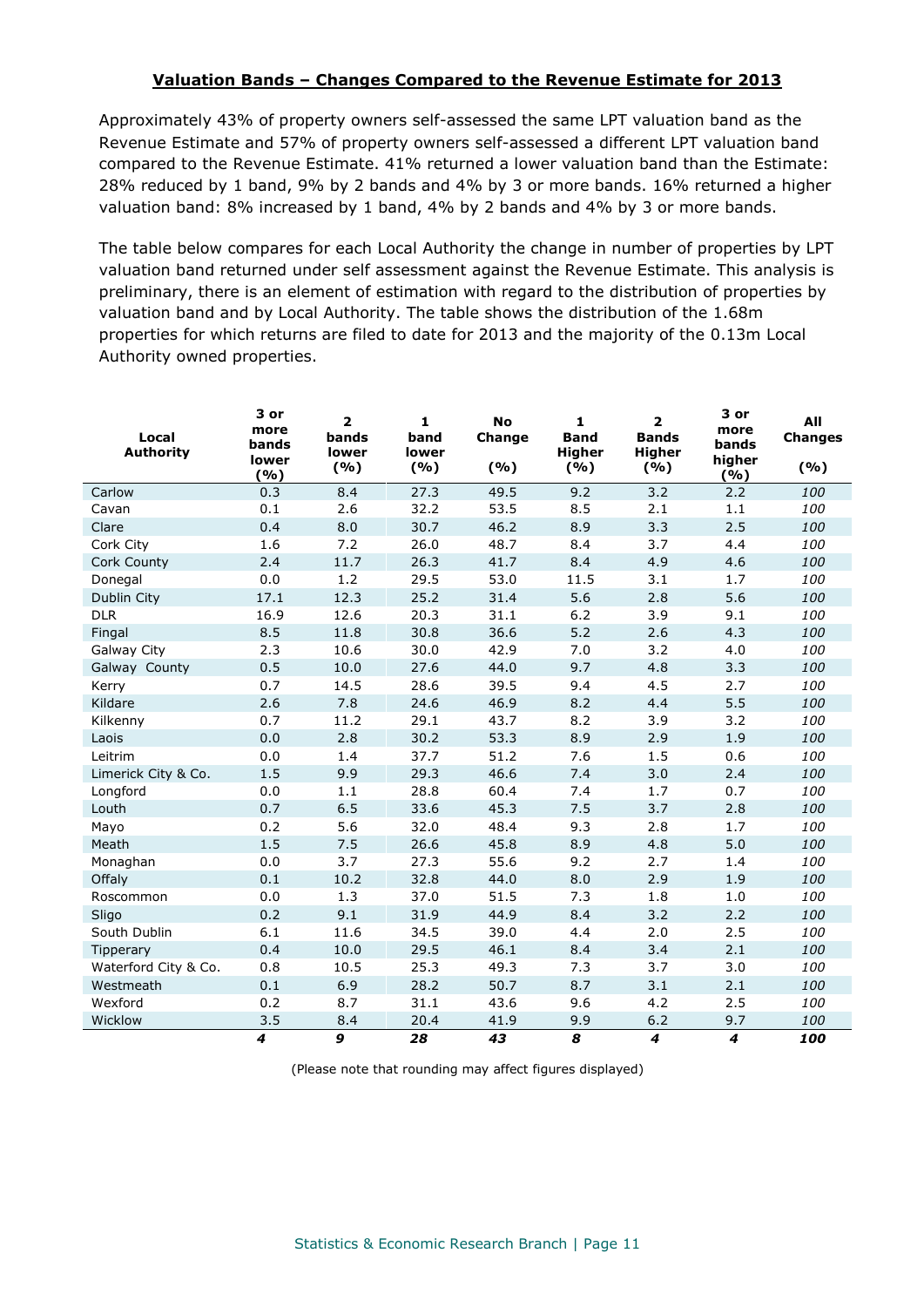## Valuation Bands – Changes Compared to the Revenue Estimate for 2013

Approximately 43% of property owners self-assessed the same LPT valuation band as the Revenue Estimate and 57% of property owners self-assessed a different LPT valuation band compared to the Revenue Estimate. 41% returned a lower valuation band than the Estimate: 28% reduced by 1 band, 9% by 2 bands and 4% by 3 or more bands. 16% returned a higher valuation band: 8% increased by 1 band, 4% by 2 bands and 4% by 3 or more bands.

The table below compares for each Local Authority the change in number of properties by LPT valuation band returned under self assessment against the Revenue Estimate. This analysis is preliminary, there is an element of estimation with regard to the distribution of properties by valuation band and by Local Authority. The table shows the distribution of the 1.68m properties for which returns are filed to date for 2013 and the majority of the 0.13m Local Authority owned properties.

| Local Authority | 3 or more bands lower (%) | 2 bands lower (%) | 1 band lower (%) | No Change (%) | 1 Band Higher (%) | 2 Bands Higher (%) | 3 or more bands higher (%) | All Changes (%) |
|---|---|---|---|---|---|---|---|---|
| Carlow | 0.3 | 8.4 | 27.3 | 49.5 | 9.2 | 3.2 | 2.2 | *100* |
| Cavan | 0.1 | 2.6 | 32.2 | 53.5 | 8.5 | 2.1 | 1.1 | *100* |
| Clare | 0.4 | 8.0 | 30.7 | 46.2 | 8.9 | 3.3 | 2.5 | *100* |
| Cork City | 1.6 | 7.2 | 26.0 | 48.7 | 8.4 | 3.7 | 4.4 | *100* |
| Cork County | 2.4 | 11.7 | 26.3 | 41.7 | 8.4 | 4.9 | 4.6 | *100* |
| Donegal | 0.0 | 1.2 | 29.5 | 53.0 | 11.5 | 3.1 | 1.7 | *100* |
| Dublin City | 17.1 | 12.3 | 25.2 | 31.4 | 5.6 | 2.8 | 5.6 | *100* |
| DLR | 16.9 | 12.6 | 20.3 | 31.1 | 6.2 | 3.9 | 9.1 | *100* |
| Fingal | 8.5 | 11.8 | 30.8 | 36.6 | 5.2 | 2.6 | 4.3 | *100* |
| Galway City | 2.3 | 10.6 | 30.0 | 42.9 | 7.0 | 3.2 | 4.0 | *100* |
| Galway County | 0.5 | 10.0 | 27.6 | 44.0 | 9.7 | 4.8 | 3.3 | *100* |
| Kerry | 0.7 | 14.5 | 28.6 | 39.5 | 9.4 | 4.5 | 2.7 | *100* |
| Kildare | 2.6 | 7.8 | 24.6 | 46.9 | 8.2 | 4.4 | 5.5 | *100* |
| Kilkenny | 0.7 | 11.2 | 29.1 | 43.7 | 8.2 | 3.9 | 3.2 | *100* |
| Laois | 0.0 | 2.8 | 30.2 | 53.3 | 8.9 | 2.9 | 1.9 | *100* |
| Leitrim | 0.0 | 1.4 | 37.7 | 51.2 | 7.6 | 1.5 | 0.6 | *100* |
| Limerick City & Co. | 1.5 | 9.9 | 29.3 | 46.6 | 7.4 | 3.0 | 2.4 | *100* |
| Longford | 0.0 | 1.1 | 28.8 | 60.4 | 7.4 | 1.7 | 0.7 | *100* |
| Louth | 0.7 | 6.5 | 33.6 | 45.3 | 7.5 | 3.7 | 2.8 | *100* |
| Mayo | 0.2 | 5.6 | 32.0 | 48.4 | 9.3 | 2.8 | 1.7 | *100* |
| Meath | 1.5 | 7.5 | 26.6 | 45.8 | 8.9 | 4.8 | 5.0 | *100* |
| Monaghan | 0.0 | 3.7 | 27.3 | 55.6 | 9.2 | 2.7 | 1.4 | *100* |
| Offaly | 0.1 | 10.2 | 32.8 | 44.0 | 8.0 | 2.9 | 1.9 | *100* |
| Roscommon | 0.0 | 1.3 | 37.0 | 51.5 | 7.3 | 1.8 | 1.0 | *100* |
| Sligo | 0.2 | 9.1 | 31.9 | 44.9 | 8.4 | 3.2 | 2.2 | *100* |
| South Dublin | 6.1 | 11.6 | 34.5 | 39.0 | 4.4 | 2.0 | 2.5 | *100* |
| Tipperary | 0.4 | 10.0 | 29.5 | 46.1 | 8.4 | 3.4 | 2.1 | *100* |
| Waterford City & Co. | 0.8 | 10.5 | 25.3 | 49.3 | 7.3 | 3.7 | 3.0 | *100* |
| Westmeath | 0.1 | 6.9 | 28.2 | 50.7 | 8.7 | 3.1 | 2.1 | *100* |
| Wexford | 0.2 | 8.7 | 31.1 | 43.6 | 9.6 | 4.2 | 2.5 | *100* |
| Wicklow | 3.5 | 8.4 | 20.4 | 41.9 | 9.9 | 6.2 | 9.7 | *100* |
| | ***4*** | ***9*** | ***28*** | ***43*** | ***8*** | ***4*** | ***4*** | ***100*** |

(Please note that rounding may affect figures displayed)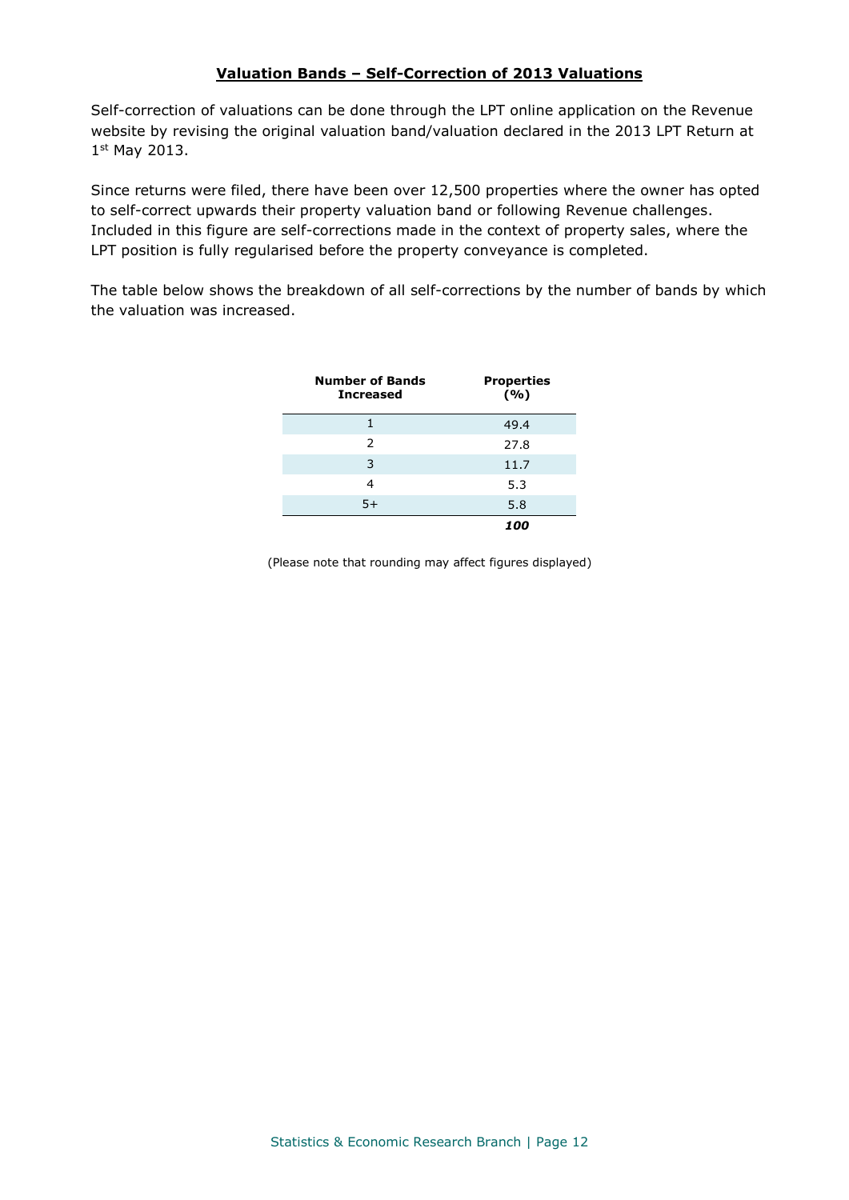## Valuation Bands – Self-Correction of 2013 Valuations

Self-correction of valuations can be done through the LPT online application on the Revenue website by revising the original valuation band/valuation declared in the 2013 LPT Return at 1st May 2013.

Since returns were filed, there have been over 12,500 properties where the owner has opted to self-correct upwards their property valuation band or following Revenue challenges. Included in this figure are self-corrections made in the context of property sales, where the LPT position is fully regularised before the property conveyance is completed.

The table below shows the breakdown of all self-corrections by the number of bands by which the valuation was increased.

| Number of Bands Increased | Properties (%) |
|---|---|
| 1 | 49.4 |
| 2 | 27.8 |
| 3 | 11.7 |
| 4 | 5.3 |
| 5+ | 5.8 |
| | ***100*** |

(Please note that rounding may affect figures displayed)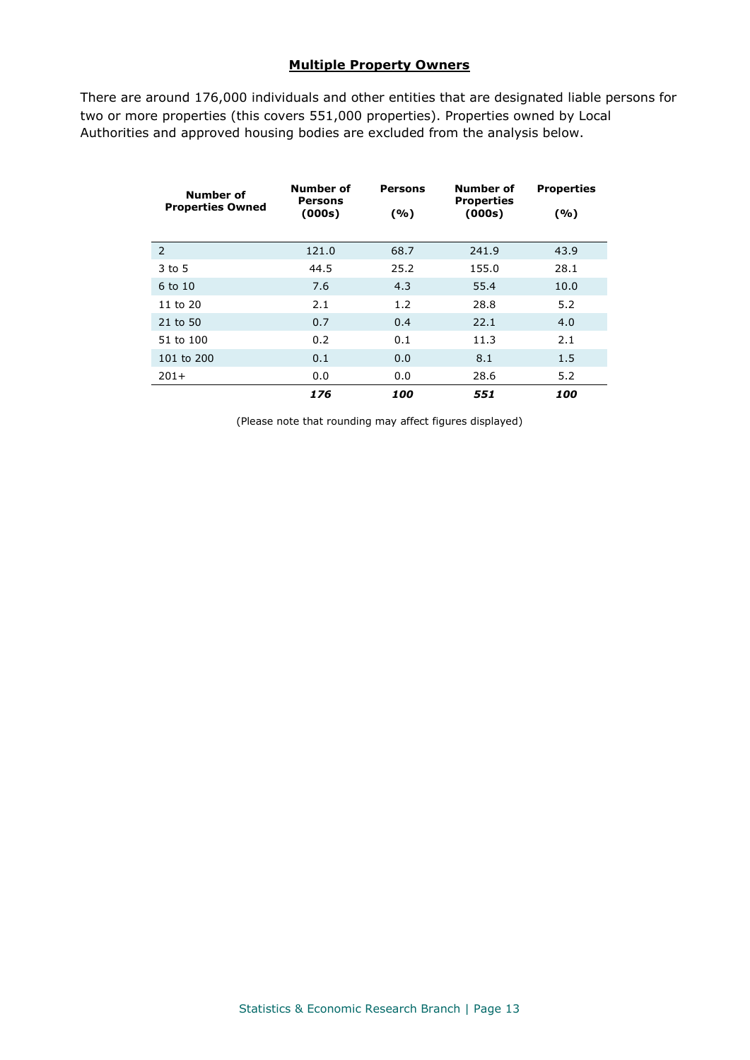## Multiple Property Owners

There are around 176,000 individuals and other entities that are designated liable persons for two or more properties (this covers 551,000 properties). Properties owned by Local Authorities and approved housing bodies are excluded from the analysis below.

| Number of Properties Owned | Number of Persons (000s) | Persons (%) | Number of Properties (000s) | Properties (%) |
|---|---|---|---|---|
| 2 | 121.0 | 68.7 | 241.9 | 43.9 |
| 3 to 5 | 44.5 | 25.2 | 155.0 | 28.1 |
| 6 to 10 | 7.6 | 4.3 | 55.4 | 10.0 |
| 11 to 20 | 2.1 | 1.2 | 28.8 | 5.2 |
| 21 to 50 | 0.7 | 0.4 | 22.1 | 4.0 |
| 51 to 100 | 0.2 | 0.1 | 11.3 | 2.1 |
| 101 to 200 | 0.1 | 0.0 | 8.1 | 1.5 |
| 201+ | 0.0 | 0.0 | 28.6 | 5.2 |
| | ***176*** | ***100*** | ***551*** | ***100*** |

(Please note that rounding may affect figures displayed)